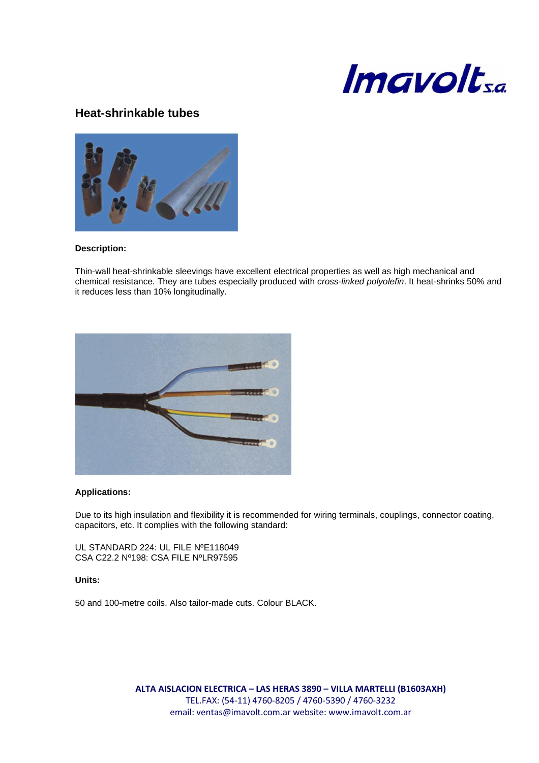Imavolt s.a.

# Heat-shrinkable tubes

**Description:**

Thin-wall heat-shrinkable sleevings have excellent electrical properties as well as high mechanical and chemical resistance. They are tubes especially produced with *cross-linked polyolefin*. It heat-shrinks 50% and it reduces less than 10% longitudinally.

**Applications:**

Due to its high insulation and flexibility it is recommended for wiring terminals, couplings, connector coating, capacitors, etc. It complies with the following standard:

UL STANDARD 224: UL FILE NºE118049
CSA C22.2 Nº198: CSA FILE NºLR97595

**Units:**

50 and 100-metre coils. Also tailor-made cuts. Colour BLACK.

**ALTA AISLACION ELECTRICA – LAS HERAS 3890 – VILLA MARTELLI (B1603AXH)**
TEL.FAX: (54-11) 4760-8205 / 4760-5390 / 4760-3232
email: ventas@imavolt.com.ar website: www.imavolt.com.ar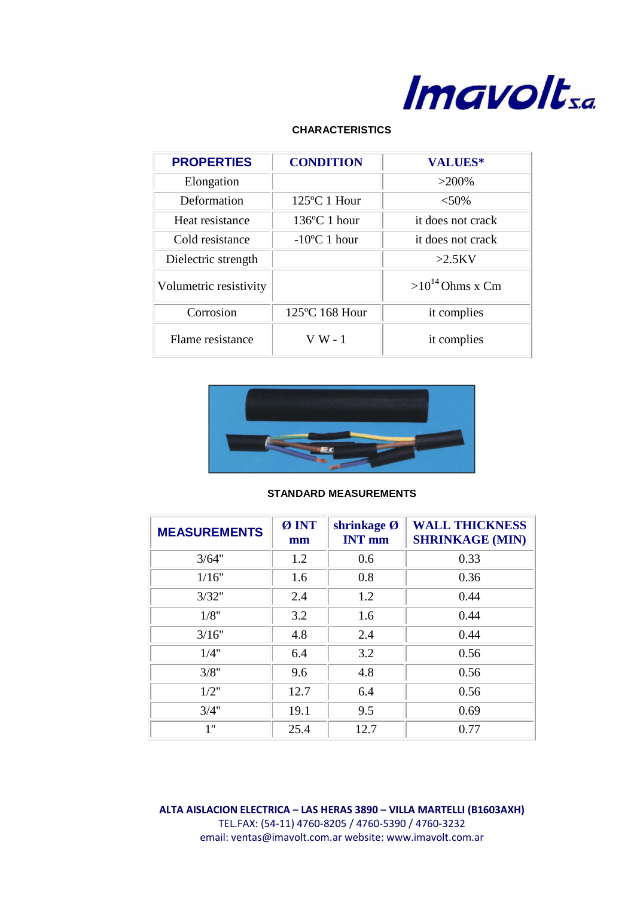Imavolt s.a.

## CHARACTERISTICS

| PROPERTIES | CONDITION | VALUES* |
|---|---|---|
| Elongation | | >200% |
| Deformation | 125ºC 1 Hour | <50% |
| Heat resistance | 136ºC 1 hour | it does not crack |
| Cold resistance | -10ºC 1 hour | it does not crack |
| Dielectric strength | | >2.5KV |
| Volumetric resistivity | | $>10^{14}$ Ohms x Cm |
| Corrosion | 125ºC 168 Hour | it complies |
| Flame resistance | V W - 1 | it complies |

## STANDARD MEASUREMENTS

| MEASUREMENTS | Ø INT mm | shrinkage Ø INT mm | WALL THICKNESS SHRINKAGE (MIN) |
|---|---|---|---|
| 3/64" | 1.2 | 0.6 | 0.33 |
| 1/16" | 1.6 | 0.8 | 0.36 |
| 3/32" | 2.4 | 1.2 | 0.44 |
| 1/8" | 3.2 | 1.6 | 0.44 |
| 3/16" | 4.8 | 2.4 | 0.44 |
| 1/4" | 6.4 | 3.2 | 0.56 |
| 3/8" | 9.6 | 4.8 | 0.56 |
| 1/2" | 12.7 | 6.4 | 0.56 |
| 3/4" | 19.1 | 9.5 | 0.69 |
| 1" | 25.4 | 12.7 | 0.77 |

**ALTA AISLACION ELECTRICA – LAS HERAS 3890 – VILLA MARTELLI (B1603AXH)**
TEL.FAX: (54-11) 4760-8205 / 4760-5390 / 4760-3232
email: ventas@imavolt.com.ar website: www.imavolt.com.ar